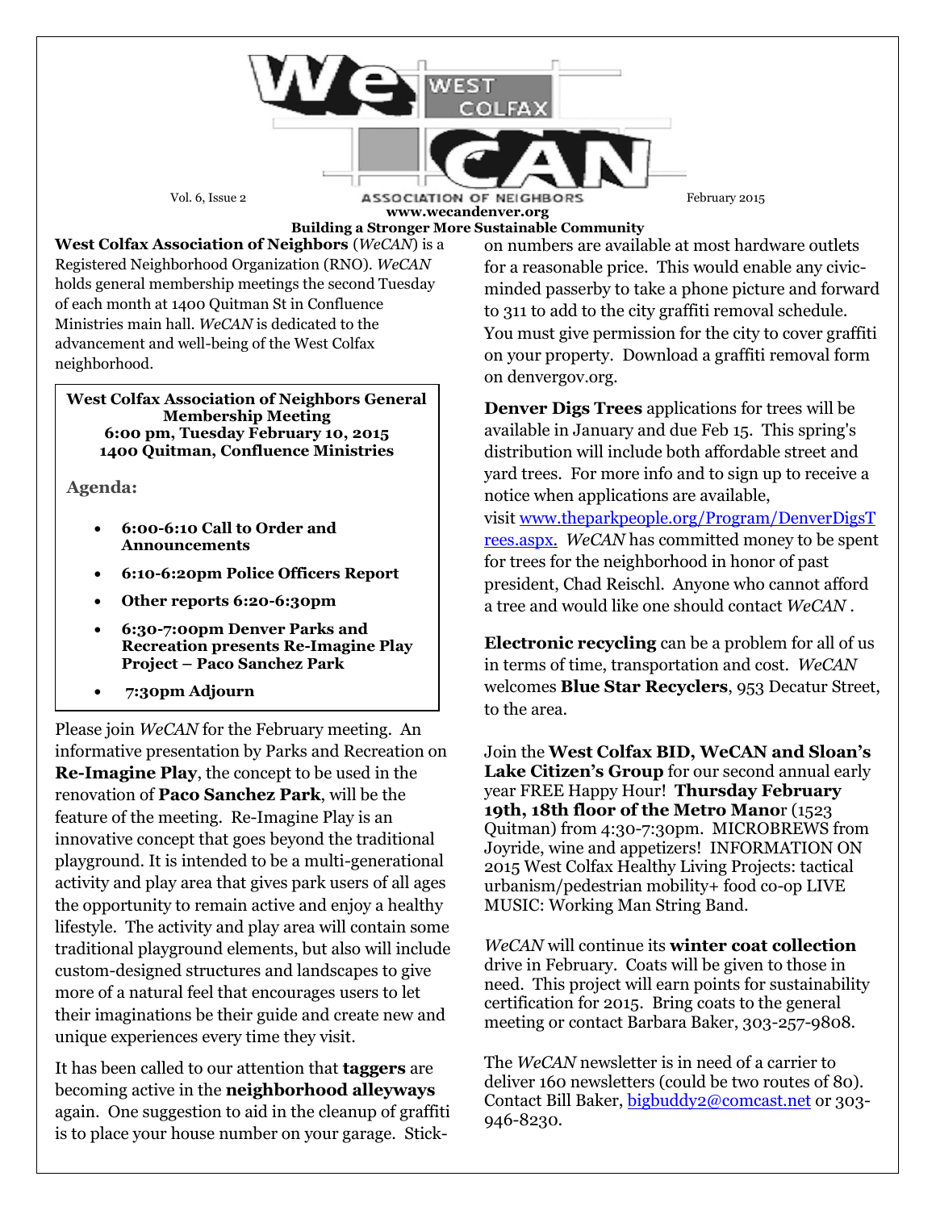# WeCAN West Colfax Association of Neighbors

Vol. 6, Issue 2 — February 2015

www.wecandenver.org

**Building a Stronger More Sustainable Community**

**West Colfax Association of Neighbors** (*WeCAN*) is a Registered Neighborhood Organization (RNO). *WeCAN* holds general membership meetings the second Tuesday of each month at 1400 Quitman St in Confluence Ministries main hall. *WeCAN* is dedicated to the advancement and well-being of the West Colfax neighborhood.

> **West Colfax Association of Neighbors General Membership Meeting**
> **6:00 pm, Tuesday February 10, 2015**
> **1400 Quitman, Confluence Ministries**
>
> **Agenda:**
>
> - **6:00-6:10 Call to Order and Announcements**
> - **6:10-6:20pm Police Officers Report**
> - **Other reports 6:20-6:30pm**
> - **6:30-7:00pm Denver Parks and Recreation presents Re-Imagine Play Project – Paco Sanchez Park**
> - **7:30pm Adjourn**

Please join *WeCAN* for the February meeting. An informative presentation by Parks and Recreation on **Re-Imagine Play**, the concept to be used in the renovation of **Paco Sanchez Park**, will be the feature of the meeting. Re-Imagine Play is an innovative concept that goes beyond the traditional playground. It is intended to be a multi-generational activity and play area that gives park users of all ages the opportunity to remain active and enjoy a healthy lifestyle. The activity and play area will contain some traditional playground elements, but also will include custom-designed structures and landscapes to give more of a natural feel that encourages users to let their imaginations be their guide and create new and unique experiences every time they visit.

It has been called to our attention that **taggers** are becoming active in the **neighborhood alleyways** again. One suggestion to aid in the cleanup of graffiti is to place your house number on your garage. Stick-on numbers are available at most hardware outlets for a reasonable price. This would enable any civic-minded passerby to take a phone picture and forward to 311 to add to the city graffiti removal schedule. You must give permission for the city to cover graffiti on your property. Download a graffiti removal form on denvergov.org.

**Denver Digs Trees** applications for trees will be available in January and due Feb 15. This spring's distribution will include both affordable street and yard trees. For more info and to sign up to receive a notice when applications are available, visit www.theparkpeople.org/Program/DenverDigsTrees.aspx. *WeCAN* has committed money to be spent for trees for the neighborhood in honor of past president, Chad Reischl. Anyone who cannot afford a tree and would like one should contact *WeCAN* .

**Electronic recycling** can be a problem for all of us in terms of time, transportation and cost. *WeCAN* welcomes **Blue Star Recyclers**, 953 Decatur Street, to the area.

Join the **West Colfax BID, WeCAN and Sloan's Lake Citizen's Group** for our second annual early year FREE Happy Hour! **Thursday February 19th, 18th floor of the Metro Manor** (1523 Quitman) from 4:30-7:30pm. MICROBREWS from Joyride, wine and appetizers! INFORMATION ON 2015 West Colfax Healthy Living Projects: tactical urbanism/pedestrian mobility+ food co-op LIVE MUSIC: Working Man String Band.

*WeCAN* will continue its **winter coat collection** drive in February. Coats will be given to those in need. This project will earn points for sustainability certification for 2015. Bring coats to the general meeting or contact Barbara Baker, 303-257-9808.

The *WeCAN* newsletter is in need of a carrier to deliver 160 newsletters (could be two routes of 80). Contact Bill Baker, bigbuddy2@comcast.net or 303-946-8230.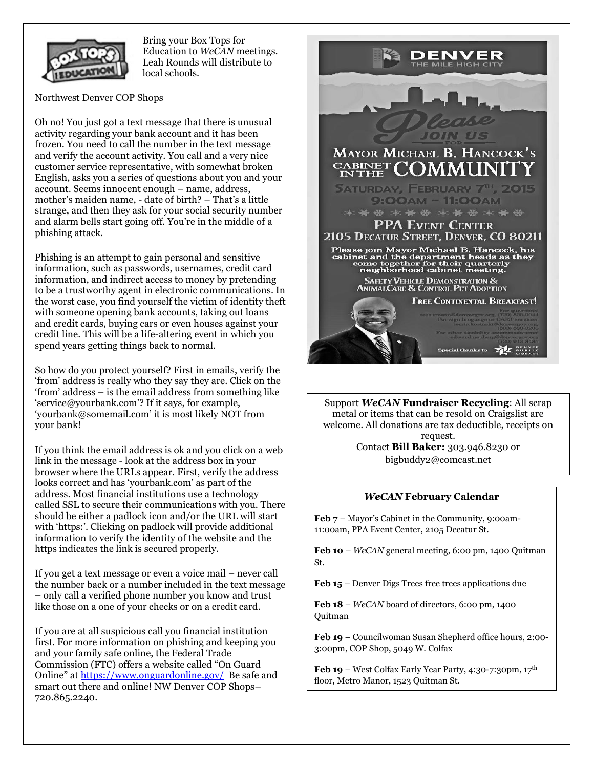Bring your Box Tops for Education to *WeCAN* meetings. Leah Rounds will distribute to local schools.

Northwest Denver COP Shops

Oh no! You just got a text message that there is unusual activity regarding your bank account and it has been frozen. You need to call the number in the text message and verify the account activity. You call and a very nice customer service representative, with somewhat broken English, asks you a series of questions about you and your account. Seems innocent enough – name, address, mother's maiden name, - date of birth? – That's a little strange, and then they ask for your social security number and alarm bells start going off. You're in the middle of a phishing attack.

Phishing is an attempt to gain personal and sensitive information, such as passwords, usernames, credit card information, and indirect access to money by pretending to be a trustworthy agent in electronic communications. In the worst case, you find yourself the victim of identity theft with someone opening bank accounts, taking out loans and credit cards, buying cars or even houses against your credit line. This will be a life-altering event in which you spend years getting things back to normal.

So how do you protect yourself? First in emails, verify the 'from' address is really who they say they are. Click on the 'from' address – is the email address from something like 'service@yourbank.com'? If it says, for example, 'yourbank@somemail.com' it is most likely NOT from your bank!

If you think the email address is ok and you click on a web link in the message - look at the address box in your browser where the URLs appear. First, verify the address looks correct and has 'yourbank.com' as part of the address. Most financial institutions use a technology called SSL to secure their communications with you. There should be either a padlock icon and/or the URL will start with 'https:'. Clicking on padlock will provide additional information to verify the identity of the website and the https indicates the link is secured properly.

If you get a text message or even a voice mail – never call the number back or a number included in the text message – only call a verified phone number you know and trust like those on a one of your checks or on a credit card.

If you are at all suspicious call you financial institution first. For more information on phishing and keeping you and your family safe online, the Federal Trade Commission (FTC) offers a website called "On Guard Online" at https://www.onguardonline.gov/ Be safe and smart out there and online! NW Denver COP Shops– 720.865.2240.

DENVER
THE MILE HIGH CITY

Please JOIN US FOR

MAYOR MICHAEL B. HANCOCK'S CABINET IN THE COMMUNITY

SATURDAY, FEBRUARY 7TH, 2015
9:00AM – 11:00AM

PPA EVENT CENTER
2105 DECATUR STREET, DENVER, CO 80211

Please join Mayor Michael B. Hancock, his cabinet and the department heads as they come together for their quarterly neighborhood cabinet meeting.

SAFETY VEHICLE DEMONSTRATION & ANIMALCARE & CONTROL PET ADOPTION

FREE CONTINENTAL BREAKFAST!

Special thanks to DENVER PUBLIC LIBRARY

Support ***WeCAN* Fundraiser Recycling**: All scrap metal or items that can be resold on Craigslist are welcome. All donations are tax deductible, receipts on request.
Contact **Bill Baker:** 303.946.8230 or bigbuddy2@comcast.net

### *WeCAN* February Calendar

**Feb 7** – Mayor's Cabinet in the Community, 9:00am-11:00am, PPA Event Center, 2105 Decatur St.

**Feb 10** – *WeCAN* general meeting, 6:00 pm, 1400 Quitman St.

**Feb 15** – Denver Digs Trees free trees applications due

**Feb 18** – *WeCAN* board of directors, 6:00 pm, 1400 Quitman

**Feb 19** – Councilwoman Susan Shepherd office hours, 2:00-3:00pm, COP Shop, 5049 W. Colfax

**Feb 19** – West Colfax Early Year Party, 4:30-7:30pm, 17th floor, Metro Manor, 1523 Quitman St.